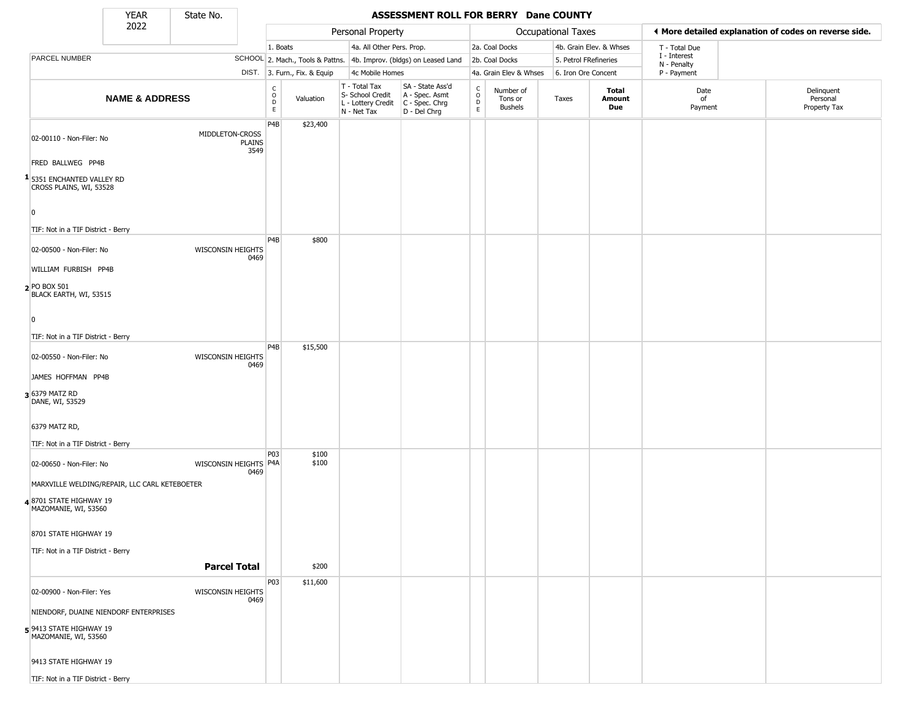| YEAR | State No. |
|---|---|
| 2022 | |

# ASSESSMENT ROLL FOR BERRY Dane COUNTY

| | | Personal Property | | | | Occupational Taxes | | | | ◀ More detailed explanation of codes on reverse side. | |
|---|---|---|---|---|---|---|---|---|---|---|---|
| PARCEL NUMBER | SCHOOL DIST. | 1. Boats<br>2. Mach., Tools & Pattns.<br>3. Furn., Fix. & Equip | | 4a. All Other Pers. Prop.<br>4b. Improv. (bldgs) on Leased Land<br>4c Mobile Homes | | 2a. Coal Docks<br>2b. Coal Docks<br>4a. Grain Elev & Whses | | 4b. Grain Elev. & Whses<br>5. Petrol FRefineries<br>6. Iron Ore Concent | | T - Total Due<br>I - Interest<br>N - Penalty<br>P - Payment | |
| **NAME & ADDRESS** | | CODE | Valuation | T - Total Tax<br>S- School Credit<br>L - Lottery Credit<br>N - Net Tax | SA - State Ass'd<br>A - Spec. Asmt<br>C - Spec. Chrg<br>D - Del Chrg | CODE | Number of Tons or Bushels | Taxes | **Total Amount Due** | Date of Payment | Delinquent Personal Property Tax |
| **1** 02-00110 - Non-Filer: No<br>FRED BALLWEG PP4B<br>5351 ENCHANTED VALLEY RD<br>CROSS PLAINS, WI, 53528<br>0<br>TIF: Not in a TIF District - Berry | MIDDLETON-CROSS PLAINS 3549 | P4B | $23,400 | | | | | | | | |
| **2** 02-00500 - Non-Filer: No<br>WILLIAM FURBISH PP4B<br>PO BOX 501<br>BLACK EARTH, WI, 53515<br>0<br>TIF: Not in a TIF District - Berry | WISCONSIN HEIGHTS 0469 | P4B | $800 | | | | | | | | |
| **3** 02-00550 - Non-Filer: No<br>JAMES HOFFMAN PP4B<br>6379 MATZ RD<br>DANE, WI, 53529<br>6379 MATZ RD,<br>TIF: Not in a TIF District - Berry | WISCONSIN HEIGHTS 0469 | P4B | $15,500 | | | | | | | | |
| **4** 02-00650 - Non-Filer: No<br>MARXVILLE WELDING/REPAIR, LLC CARL KETEBOETER<br>8701 STATE HIGHWAY 19<br>MAZOMANIE, WI, 53560<br>8701 STATE HIGHWAY 19<br>TIF: Not in a TIF District - Berry | WISCONSIN HEIGHTS 0469 | P03<br>P4A | $100<br>$100 | | | | | | | | |
| **Parcel Total** | | | $200 | | | | | | | | |
| **5** 02-00900 - Non-Filer: Yes<br>NIENDORF, DUAINE NIENDORF ENTERPRISES<br>9413 STATE HIGHWAY 19<br>MAZOMANIE, WI, 53560<br>9413 STATE HIGHWAY 19<br>TIF: Not in a TIF District - Berry | WISCONSIN HEIGHTS 0469 | P03 | $11,600 | | | | | | | | |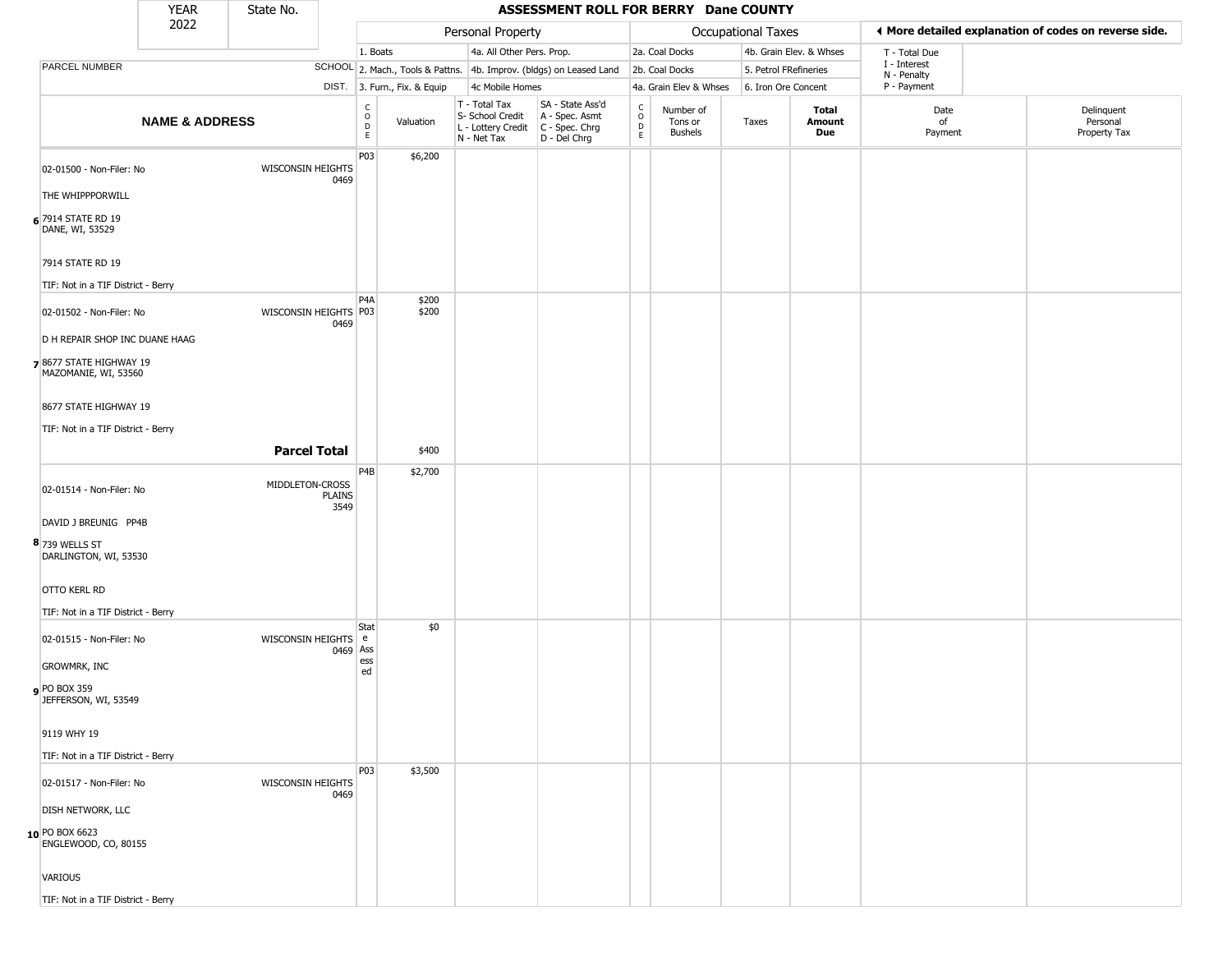| YEAR 2022 | State No. | ASSESSMENT ROLL FOR BERRY Dane COUNTY | | | | | | | | | | |
|---|---|---|---|---|---|---|---|---|---|---|---|---|

| | | Personal Property | | | | Occupational Taxes | | | | ◂ More detailed explanation of codes on reverse side. | |
|---|---|---|---|---|---|---|---|---|---|---|---|
| | | 1. Boats | | 4a. All Other Pers. Prop. | | 2a. Coal Docks | | 4b. Grain Elev. & Whses | | T - Total Due | |
| PARCEL NUMBER | SCHOOL | 2. Mach., Tools & Pattns. | | 4b. Improv. (bldgs) on Leased Land | | 2b. Coal Docks | | 5. Petrol FRefineries | | I - Interest | |
| | DIST. | 3. Furn., Fix. & Equip | | 4c Mobile Homes | | 4a. Grain Elev & Whses | | 6. Iron Ore Concent | | N - Penalty / P - Payment | |

| NAME & ADDRESS | SCHOOL DIST. | CODE | Valuation | T - Total Tax / S- School Credit / L - Lottery Credit / N - Net Tax | SA - State Ass'd / A - Spec. Asmt / C - Spec. Chrg / D - Del Chrg | CODE | Number of Tons or Bushels | Taxes | Total Amount Due | Date of Payment | Delinquent Personal Property Tax |
|---|---|---|---|---|---|---|---|---|---|---|---|
| 6 02-01500 - Non-Filer: No<br>THE WHIPPPORWILL<br>7914 STATE RD 19<br>DANE, WI, 53529<br>7914 STATE RD 19<br>TIF: Not in a TIF District - Berry | WISCONSIN HEIGHTS 0469 | P03 | $6,200 | | | | | | | | |
| 7 02-01502 - Non-Filer: No<br>D H REPAIR SHOP INC DUANE HAAG<br>8677 STATE HIGHWAY 19<br>MAZOMANIE, WI, 53560<br>8677 STATE HIGHWAY 19<br>TIF: Not in a TIF District - Berry | WISCONSIN HEIGHTS 0469 | P4A<br>P03 | $200<br>$200 | | | | | | | | |
| **Parcel Total** | | | $400 | | | | | | | | |
| 8 02-01514 - Non-Filer: No<br>DAVID J BREUNIG PP4B<br>739 WELLS ST<br>DARLINGTON, WI, 53530<br>OTTO KERL RD<br>TIF: Not in a TIF District - Berry | MIDDLETON-CROSS PLAINS 3549 | P4B | $2,700 | | | | | | | | |
| 9 02-01515 - Non-Filer: No<br>GROWMRK, INC<br>PO BOX 359<br>JEFFERSON, WI, 53549<br>9119 WHY 19<br>TIF: Not in a TIF District - Berry | WISCONSIN HEIGHTS 0469 | State Assessed | $0 | | | | | | | | |
| 10 02-01517 - Non-Filer: No<br>DISH NETWORK, LLC<br>PO BOX 6623<br>ENGLEWOOD, CO, 80155<br>VARIOUS<br>TIF: Not in a TIF District - Berry | WISCONSIN HEIGHTS 0469 | P03 | $3,500 | | | | | | | | |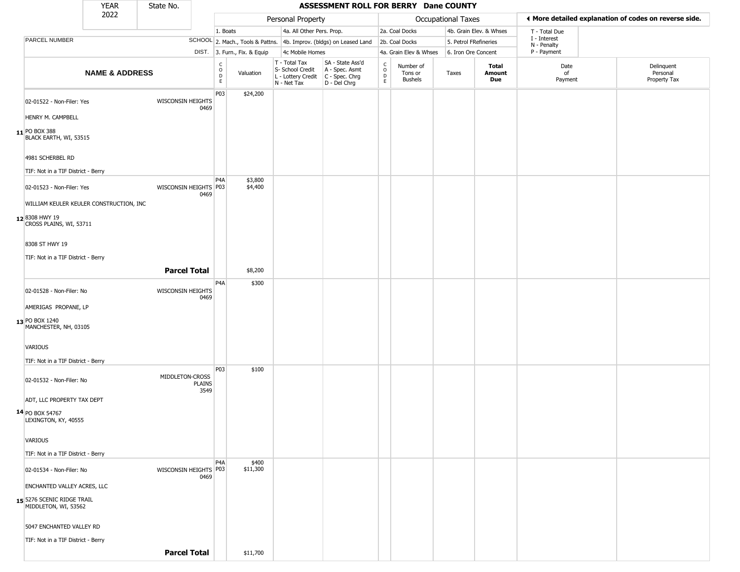| YEAR 2022 | State No. | ASSESSMENT ROLL FOR BERRY Dane COUNTY | | | | | | | | | |
|---|---|---|---|---|---|---|---|---|---|---|---|

| | | Personal Property | | | | Occupational Taxes | | | | ◂ More detailed explanation of codes on reverse side. | |
|---|---|---|---|---|---|---|---|---|---|---|---|
| | | 1. Boats | | 4a. All Other Pers. Prop. | | 2a. Coal Docks | | 4b. Grain Elev. & Whses | | T - Total Due | |
| PARCEL NUMBER | SCHOOL | 2. Mach., Tools & Pattns. | | 4b. Improv. (bldgs) on Leased Land | | 2b. Coal Docks | | 5. Petrol FRefineries | | I - Interest<br>N - Penalty | |
| | DIST. | 3. Furn., Fix. & Equip | | 4c Mobile Homes | | 4a. Grain Elev & Whses | | 6. Iron Ore Concent | | P - Payment | |
| NAME & ADDRESS | | CODE | Valuation | T - Total Tax<br>S- School Credit<br>L - Lottery Credit<br>N - Net Tax | SA - State Ass'd<br>A - Spec. Asmt<br>C - Spec. Chrg<br>D - Del Chrg | CODE | Number of Tons or Bushels | Taxes | Total Amount Due | Date of Payment | Delinquent Personal Property Tax |
| 11 02-01522 - Non-Filer: Yes<br>HENRY M. CAMPBELL<br>PO BOX 388<br>BLACK EARTH, WI, 53515<br>4981 SCHERBEL RD<br>TIF: Not in a TIF District - Berry | WISCONSIN HEIGHTS 0469 | P03 | $24,200 | | | | | | | | |
| 12 02-01523 - Non-Filer: Yes<br>WILLIAM KEULER KEULER CONSTRUCTION, INC<br>8308 HWY 19<br>CROSS PLAINS, WI, 53711<br>8308 ST HWY 19<br>TIF: Not in a TIF District - Berry | WISCONSIN HEIGHTS 0469 | P4A<br>P03 | $3,800<br>$4,400 | | | | | | | | |
| | **Parcel Total** | | $8,200 | | | | | | | | |
| 13 02-01528 - Non-Filer: No<br>AMERIGAS PROPANE, LP<br>PO BOX 1240<br>MANCHESTER, NH, 03105<br>VARIOUS<br>TIF: Not in a TIF District - Berry | WISCONSIN HEIGHTS 0469 | P4A | $300 | | | | | | | | |
| 14 02-01532 - Non-Filer: No<br>ADT, LLC PROPERTY TAX DEPT<br>PO BOX 54767<br>LEXINGTON, KY, 40555<br>VARIOUS<br>TIF: Not in a TIF District - Berry | MIDDLETON-CROSS PLAINS 3549 | P03 | $100 | | | | | | | | |
| 15 02-01534 - Non-Filer: No<br>ENCHANTED VALLEY ACRES, LLC<br>5276 SCENIC RIDGE TRAIL<br>MIDDLETON, WI, 53562<br>5047 ENCHANTED VALLEY RD<br>TIF: Not in a TIF District - Berry | WISCONSIN HEIGHTS 0469 | P4A<br>P03 | $400<br>$11,300 | | | | | | | | |
| | **Parcel Total** | | $11,700 | | | | | | | | |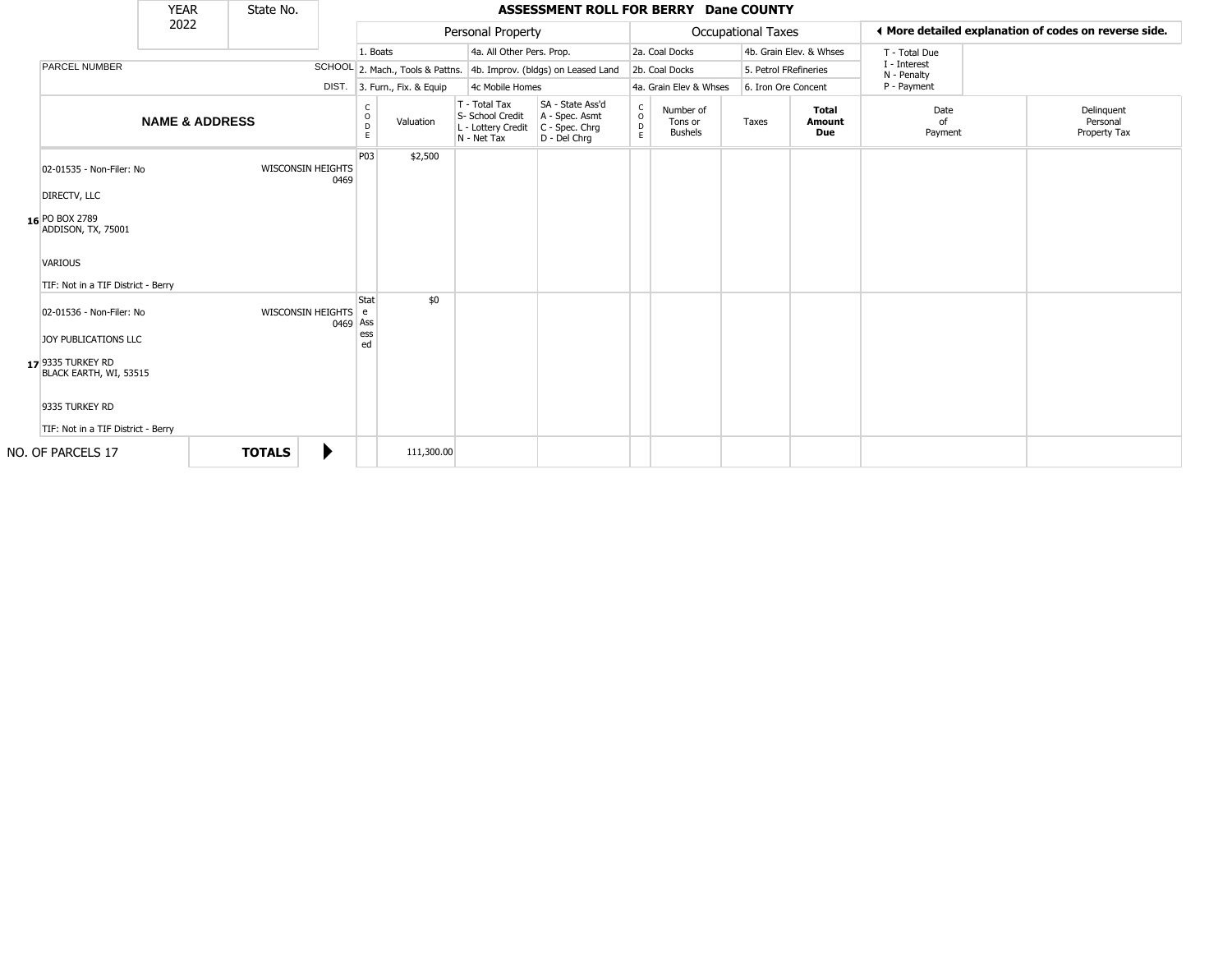# ASSESSMENT ROLL FOR BERRY Dane COUNTY

| YEAR | State No. |
|---|---|
| 2022 | |

**Personal Property:** 1. Boats; 2. Mach., Tools & Pattns.; 3. Furn., Fix. & Equip; 4a. All Other Pers. Prop.; 4b. Improv. (bldgs) on Leased Land; 4c Mobile Homes

**Occupational Taxes:** 2a. Coal Docks; 2b. Coal Docks; 4a. Grain Elev & Whses; 4b. Grain Elev. & Whses; 5. Petrol FRefineries; 6. Iron Ore Concent

◀ More detailed explanation of codes on reverse side.

T - Total Due; I - Interest; N - Penalty; P - Payment

| | NAME & ADDRESS | PARCEL NUMBER / SCHOOL DIST. | CODE | Valuation | T - Total Tax S- School Credit L - Lottery Credit N - Net Tax | SA - State Ass'd A - Spec. Asmt C - Spec. Chrg D - Del Chrg | CODE | Number of Tons or Bushels | Taxes | Total Amount Due | Date of Payment | Delinquent Personal Property Tax |
|---|---|---|---|---|---|---|---|---|---|---|---|---|
| 16 | 02-01535 - Non-Filer: No<br>DIRECTV, LLC<br>PO BOX 2789<br>ADDISON, TX, 75001<br>VARIOUS<br>TIF: Not in a TIF District - Berry | WISCONSIN HEIGHTS 0469 | P03 | $2,500 | | | | | | | | |
| 17 | 02-01536 - Non-Filer: No<br>JOY PUBLICATIONS LLC<br>9335 TURKEY RD<br>BLACK EARTH, WI, 53515<br>9335 TURKEY RD<br>TIF: Not in a TIF District - Berry | WISCONSIN HEIGHTS 0469 | State Assessed | $0 | | | | | | | | |
| NO. OF PARCELS 17 | | **TOTALS** ▶ | | 111,300.00 | | | | | | | | |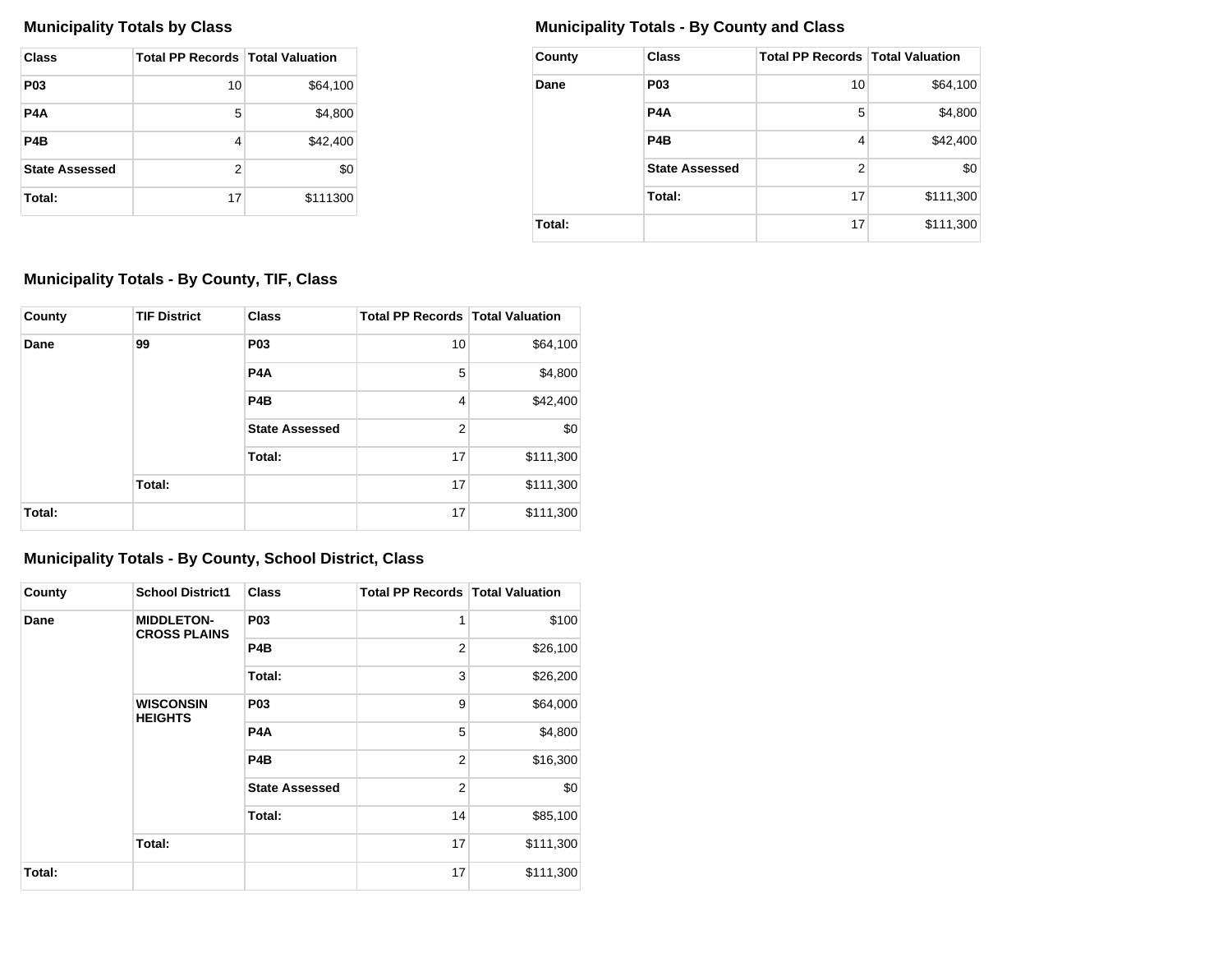### Municipality Totals by Class

| Class | Total PP Records | Total Valuation |
| --- | --- | --- |
| **P03** | 10 | $64,100 |
| **P4A** | 5 | $4,800 |
| **P4B** | 4 | $42,400 |
| **State Assessed** | 2 | $0 |
| **Total:** | 17 | $111300 |

### Municipality Totals - By County and Class

| County | Class | Total PP Records | Total Valuation |
| --- | --- | --- | --- |
| **Dane** | **P03** | 10 | $64,100 |
| | **P4A** | 5 | $4,800 |
| | **P4B** | 4 | $42,400 |
| | **State Assessed** | 2 | $0 |
| | **Total:** | 17 | $111,300 |
| **Total:** | | 17 | $111,300 |

### Municipality Totals - By County, TIF, Class

| County | TIF District | Class | Total PP Records | Total Valuation |
| --- | --- | --- | --- | --- |
| **Dane** | **99** | **P03** | 10 | $64,100 |
| | | **P4A** | 5 | $4,800 |
| | | **P4B** | 4 | $42,400 |
| | | **State Assessed** | 2 | $0 |
| | | **Total:** | 17 | $111,300 |
| | **Total:** | | 17 | $111,300 |
| **Total:** | | | 17 | $111,300 |

### Municipality Totals - By County, School District, Class

| County | School District1 | Class | Total PP Records | Total Valuation |
| --- | --- | --- | --- | --- |
| **Dane** | **MIDDLETON-CROSS PLAINS** | **P03** | 1 | $100 |
| | | **P4B** | 2 | $26,100 |
| | | **Total:** | 3 | $26,200 |
| | **WISCONSIN HEIGHTS** | **P03** | 9 | $64,000 |
| | | **P4A** | 5 | $4,800 |
| | | **P4B** | 2 | $16,300 |
| | | **State Assessed** | 2 | $0 |
| | | **Total:** | 14 | $85,100 |
| | **Total:** | | 17 | $111,300 |
| **Total:** | | | 17 | $111,300 |